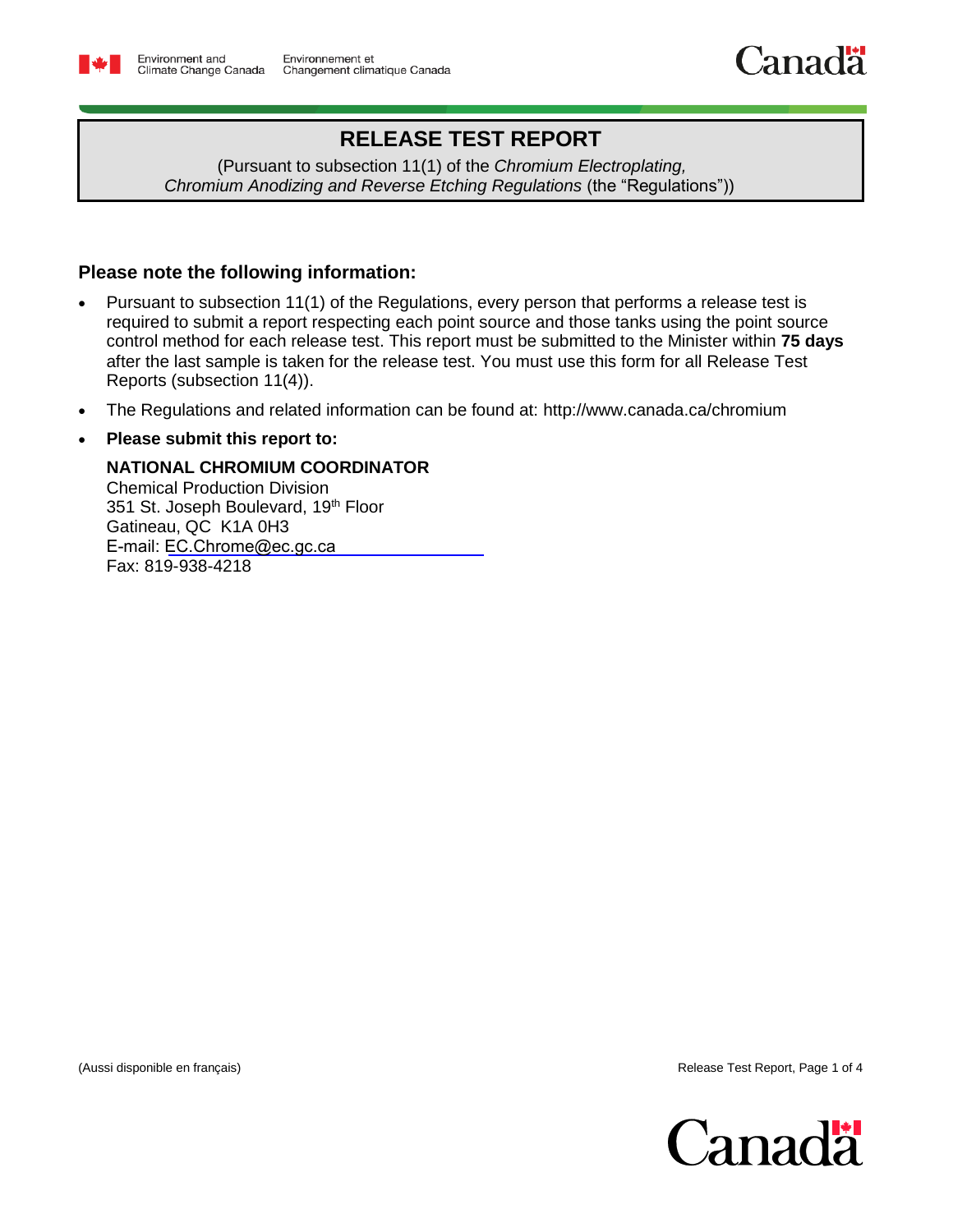# RELEASE TEST REPORT

(Pursuant to subsection 11(1) of the *Chromium Electroplating, Chromium Anodizing and Reverse Etching Regulations* (the "Regulations"))

## Please note the following information:

- Pursuant to subsection 11(1) of the Regulations, every person that performs a release test is required to submit a report respecting each point source and those tanks using the point source control method for each release test. This report must be submitted to the Minister within **75 days** after the last sample is taken for the release test. You must use this form for all Release Test Reports (subsection 11(4)).
- The Regulations and related information can be found at: http://www.canada.ca/chromium
- **Please submit this report to:**

  **NATIONAL CHROMIUM COORDINATOR**
  Chemical Production Division
  351 St. Joseph Boulevard, 19th Floor
  Gatineau, QC K1A 0H3
  E-mail: EC.Chrome@ec.gc.ca
  Fax: 819-938-4218

(Aussi disponible en français)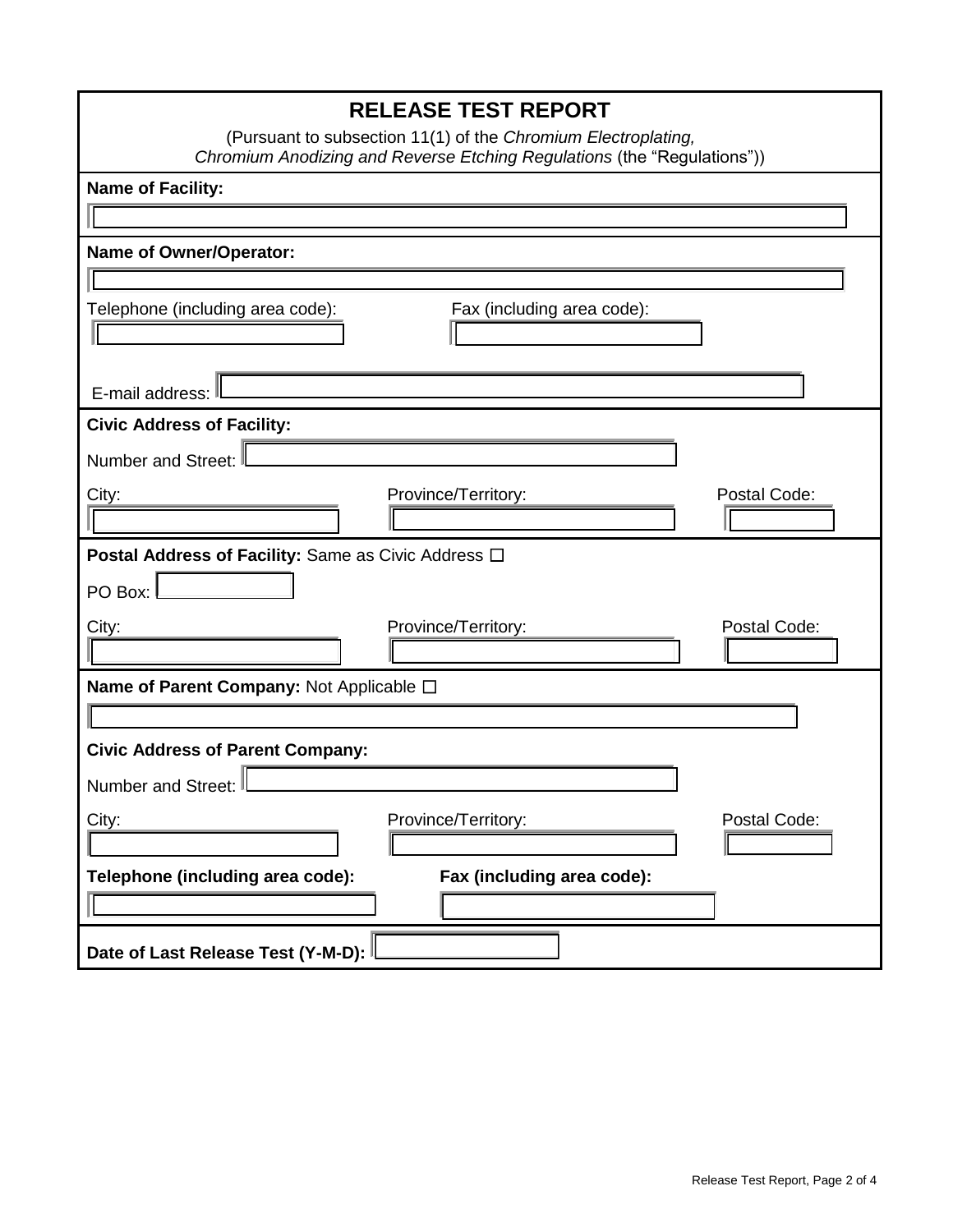# RELEASE TEST REPORT

(Pursuant to subsection 11(1) of the *Chromium Electroplating, Chromium Anodizing and Reverse Etching Regulations* (the “Regulations”))

**Name of Facility:**

**Name of Owner/Operator:**

Telephone (including area code):

Fax (including area code):

E-mail address:

**Civic Address of Facility:**

Number and Street:

City:

Province/Territory:

Postal Code:

**Postal Address of Facility:** Same as Civic Address ☐

PO Box:

City:

Province/Territory:

Postal Code:

**Name of Parent Company:** Not Applicable ☐

**Civic Address of Parent Company:**

Number and Street:

City:

Province/Territory:

Postal Code:

**Telephone (including area code):**

**Fax (including area code):**

**Date of Last Release Test (Y-M-D):**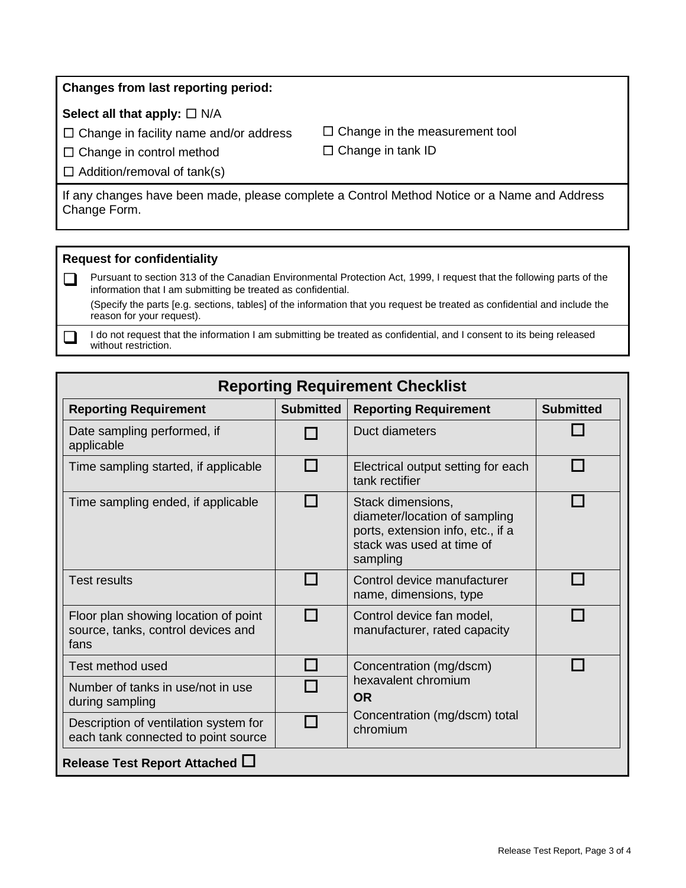**Changes from last reporting period:**

**Select all that apply:** ☐ N/A

☐ Change in facility name and/or address

☐ Change in control method

☐ Addition/removal of tank(s)

☐ Change in the measurement tool

☐ Change in tank ID

If any changes have been made, please complete a Control Method Notice or a Name and Address Change Form.

**Request for confidentiality**

☐ Pursuant to section 313 of the Canadian Environmental Protection Act, 1999, I request that the following parts of the information that I am submitting be treated as confidential.

(Specify the parts [e.g. sections, tables] of the information that you request be treated as confidential and include the reason for your request).

☐ I do not request that the information I am submitting be treated as confidential, and I consent to its being released without restriction.

## Reporting Requirement Checklist

| Reporting Requirement | Submitted | Reporting Requirement | Submitted |
|---|---|---|---|
| Date sampling performed, if applicable | ☐ | Duct diameters | ☐ |
| Time sampling started, if applicable | ☐ | Electrical output setting for each tank rectifier | ☐ |
| Time sampling ended, if applicable | ☐ | Stack dimensions, diameter/location of sampling ports, extension info, etc., if a stack was used at time of sampling | ☐ |
| Test results | ☐ | Control device manufacturer name, dimensions, type | ☐ |
| Floor plan showing location of point source, tanks, control devices and fans | ☐ | Control device fan model, manufacturer, rated capacity | ☐ |
| Test method used | ☐ | Concentration (mg/dscm) hexavalent chromium **OR** Concentration (mg/dscm) total chromium | ☐ |
| Number of tanks in use/not in use during sampling | ☐ | | |
| Description of ventilation system for each tank connected to point source | ☐ | | |

**Release Test Report Attached** ☐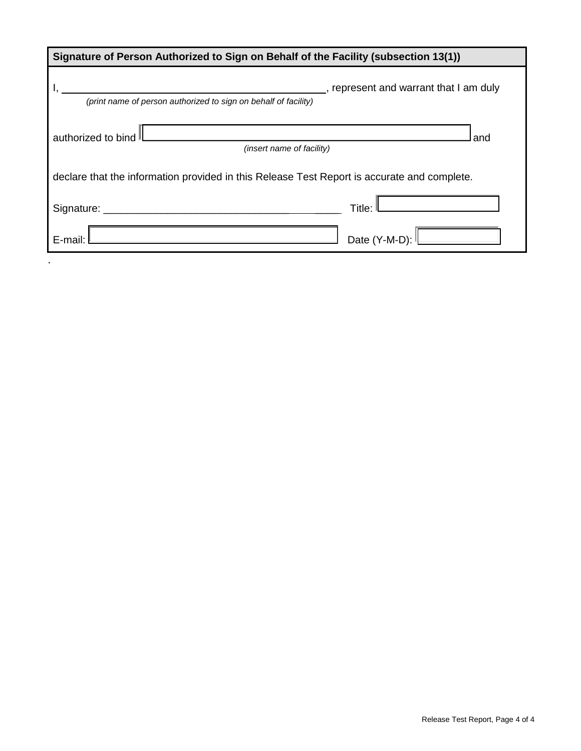## Signature of Person Authorized to Sign on Behalf of the Facility (subsection 13(1))

I, ______________________________________, represent and warrant that I am duly
*(print name of person authorized to sign on behalf of facility)*

authorized to bind ______________________________________ and
*(insert name of facility)*

declare that the information provided in this Release Test Report is accurate and complete.

Signature: ________________________________________ Title: ____________________

E-mail: ________________________________________ Date (Y-M-D): ______________

.